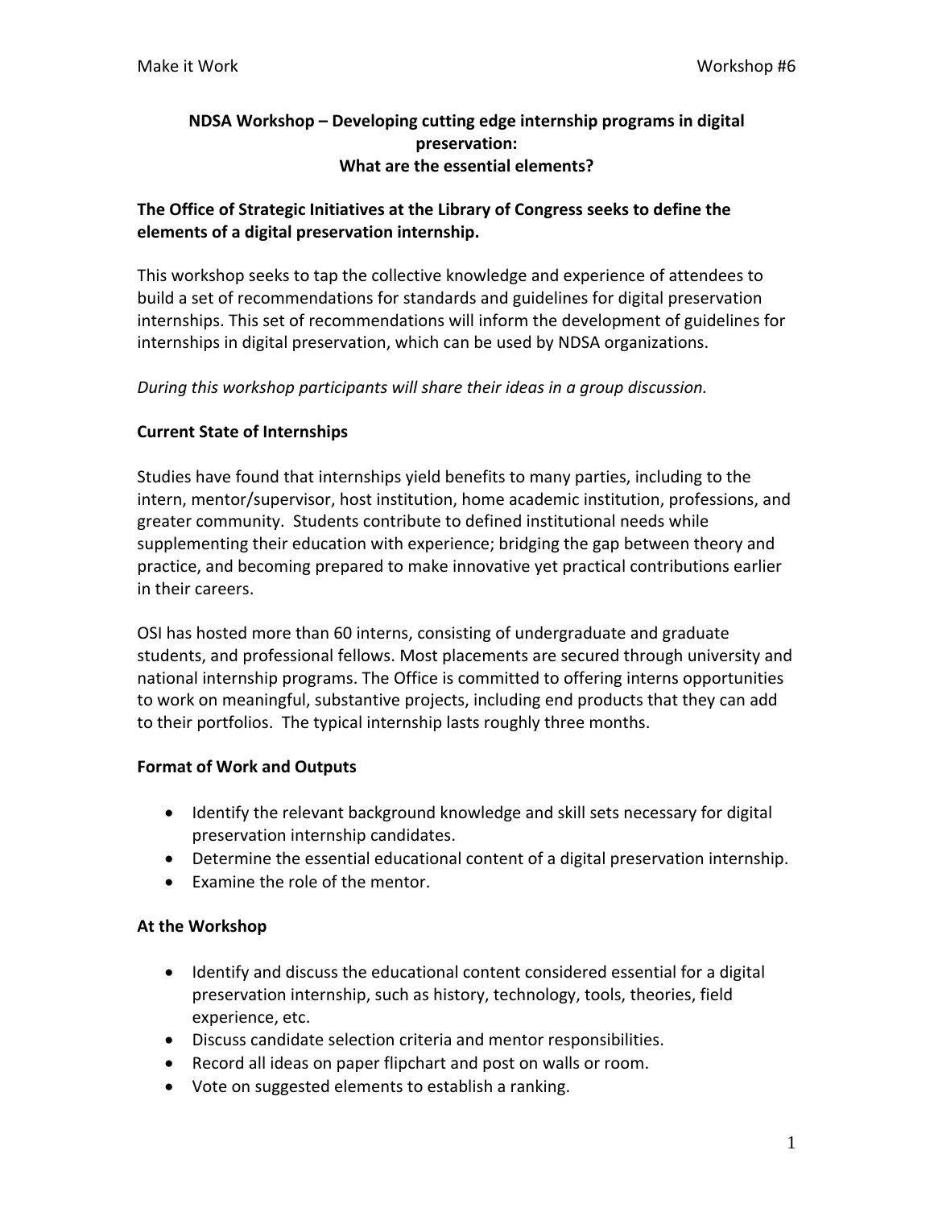# NDSA Workshop – Developing cutting edge internship programs in digital preservation: What are the essential elements?

**The Office of Strategic Initiatives at the Library of Congress seeks to define the elements of a digital preservation internship.**

This workshop seeks to tap the collective knowledge and experience of attendees to build a set of recommendations for standards and guidelines for digital preservation internships. This set of recommendations will inform the development of guidelines for internships in digital preservation, which can be used by NDSA organizations.

*During this workshop participants will share their ideas in a group discussion.*

## Current State of Internships

Studies have found that internships yield benefits to many parties, including to the intern, mentor/supervisor, host institution, home academic institution, professions, and greater community. Students contribute to defined institutional needs while supplementing their education with experience; bridging the gap between theory and practice, and becoming prepared to make innovative yet practical contributions earlier in their careers.

OSI has hosted more than 60 interns, consisting of undergraduate and graduate students, and professional fellows. Most placements are secured through university and national internship programs. The Office is committed to offering interns opportunities to work on meaningful, substantive projects, including end products that they can add to their portfolios. The typical internship lasts roughly three months.

## Format of Work and Outputs

- Identify the relevant background knowledge and skill sets necessary for digital preservation internship candidates.
- Determine the essential educational content of a digital preservation internship.
- Examine the role of the mentor.

## At the Workshop

- Identify and discuss the educational content considered essential for a digital preservation internship, such as history, technology, tools, theories, field experience, etc.
- Discuss candidate selection criteria and mentor responsibilities.
- Record all ideas on paper flipchart and post on walls or room.
- Vote on suggested elements to establish a ranking.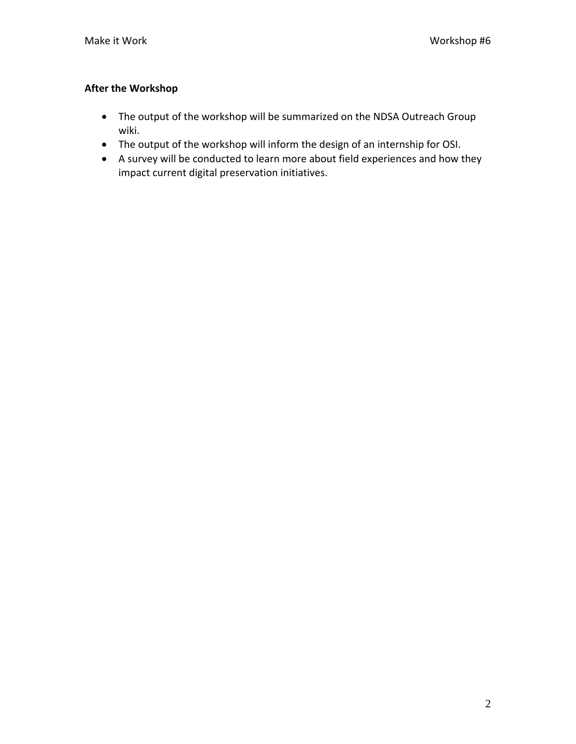**After the Workshop**

- The output of the workshop will be summarized on the NDSA Outreach Group wiki.
- The output of the workshop will inform the design of an internship for OSI.
- A survey will be conducted to learn more about field experiences and how they impact current digital preservation initiatives.